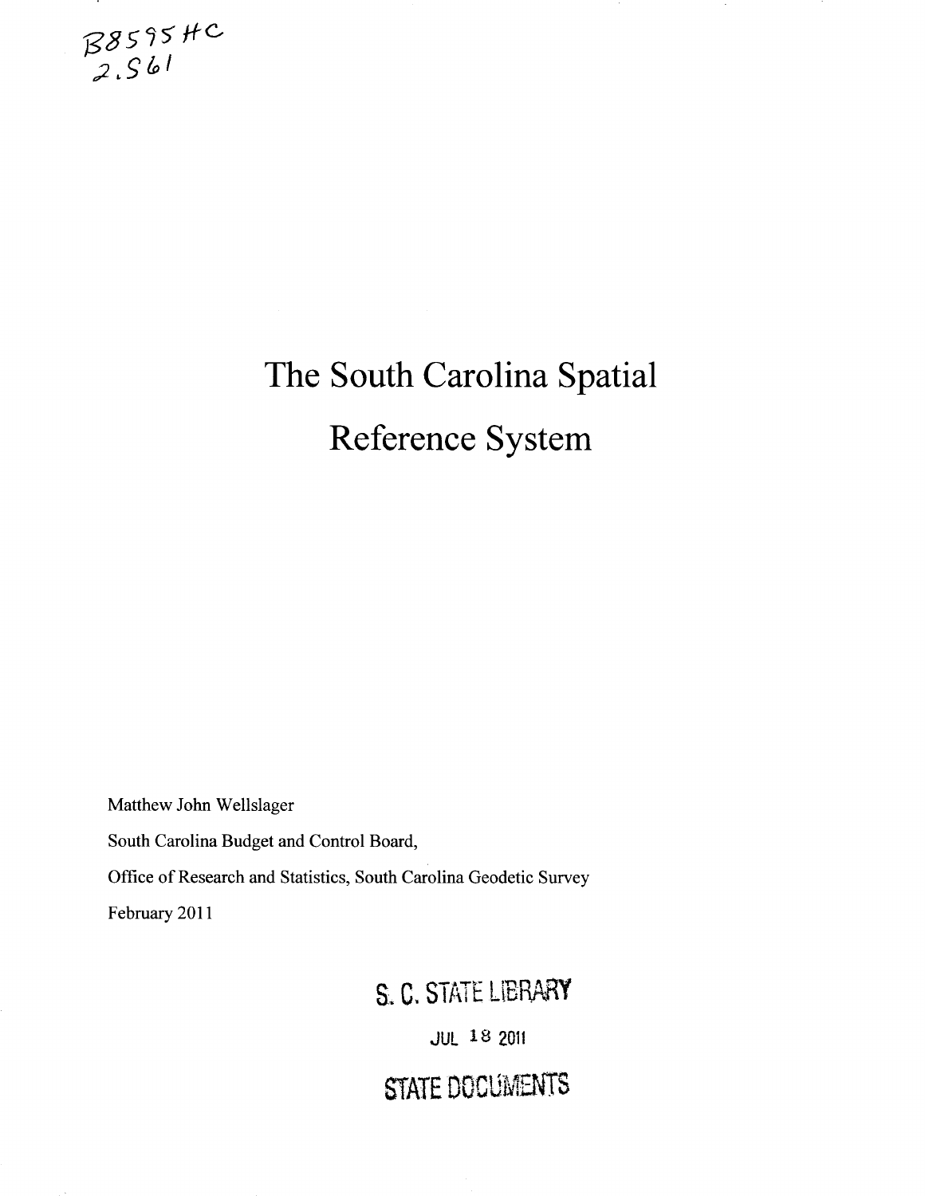B8595HC
2.S61

# The South Carolina Spatial Reference System

Matthew John Wellslager

South Carolina Budget and Control Board,

Office of Research and Statistics, South Carolina Geodetic Survey

February 2011

S. C. STATE LIBRARY

JUL 18 2011

STATE DOCUMENTS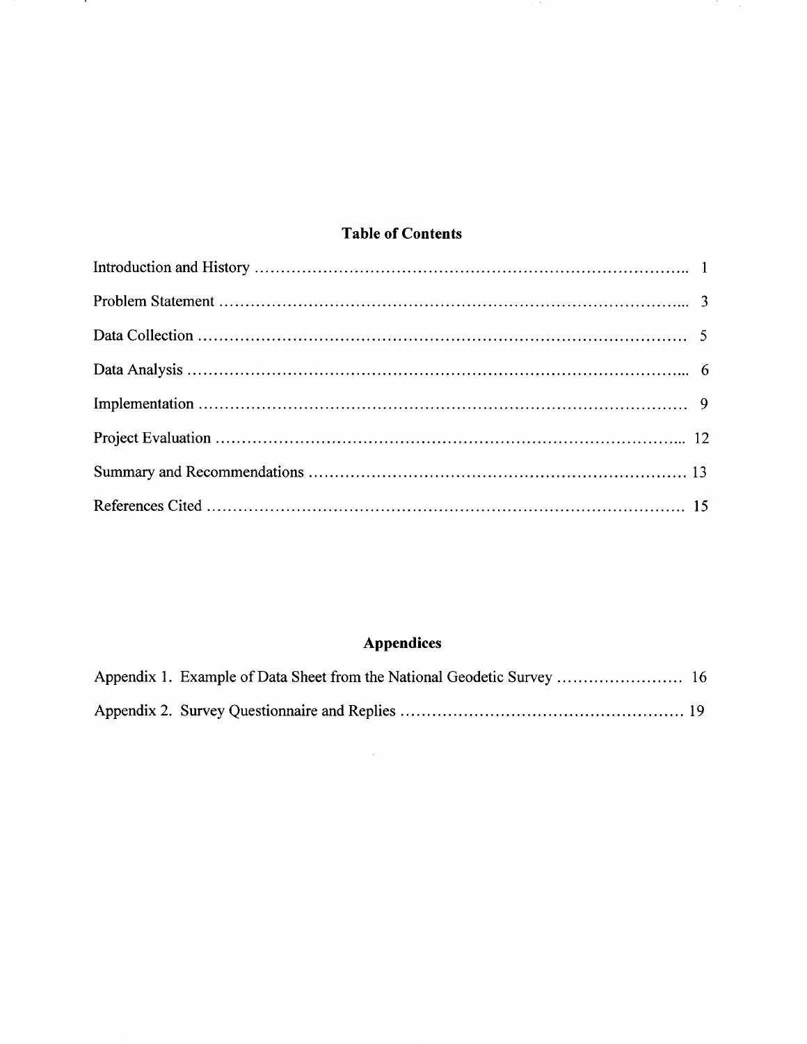## Table of Contents

Introduction and History .................................................................................. 1

Problem Statement ........................................................................................... 3

Data Collection ................................................................................................ 5

Data Analysis .................................................................................................... 6

Implementation ................................................................................................ 9

Project Evaluation ............................................................................................ 12

Summary and Recommendations ..................................................................... 13

References Cited .............................................................................................. 15

## Appendices

Appendix 1. Example of Data Sheet from the National Geodetic Survey ........................ 16

Appendix 2. Survey Questionnaire and Replies ...................................................... 19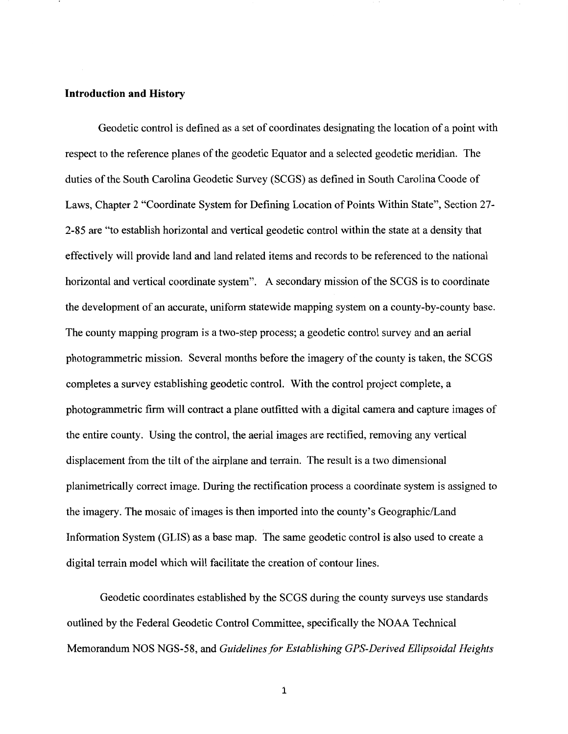**Introduction and History**

Geodetic control is defined as a set of coordinates designating the location of a point with respect to the reference planes of the geodetic Equator and a selected geodetic meridian. The duties of the South Carolina Geodetic Survey (SCGS) as defined in South Carolina Coode of Laws, Chapter 2 "Coordinate System for Defining Location of Points Within State", Section 27-2-85 are "to establish horizontal and vertical geodetic control within the state at a density that effectively will provide land and land related items and records to be referenced to the national horizontal and vertical coordinate system". A secondary mission of the SCGS is to coordinate the development of an accurate, uniform statewide mapping system on a county-by-county base. The county mapping program is a two-step process; a geodetic control survey and an aerial photogrammetric mission. Several months before the imagery of the county is taken, the SCGS completes a survey establishing geodetic control. With the control project complete, a photogrammetric firm will contract a plane outfitted with a digital camera and capture images of the entire county. Using the control, the aerial images are rectified, removing any vertical displacement from the tilt of the airplane and terrain. The result is a two dimensional planimetrically correct image. During the rectification process a coordinate system is assigned to the imagery. The mosaic of images is then imported into the county's Geographic/Land Information System (GLIS) as a base map. The same geodetic control is also used to create a digital terrain model which will facilitate the creation of contour lines.

Geodetic coordinates established by the SCGS during the county surveys use standards outlined by the Federal Geodetic Control Committee, specifically the NOAA Technical Memorandum NOS NGS-58, and *Guidelines for Establishing GPS-Derived Ellipsoidal Heights*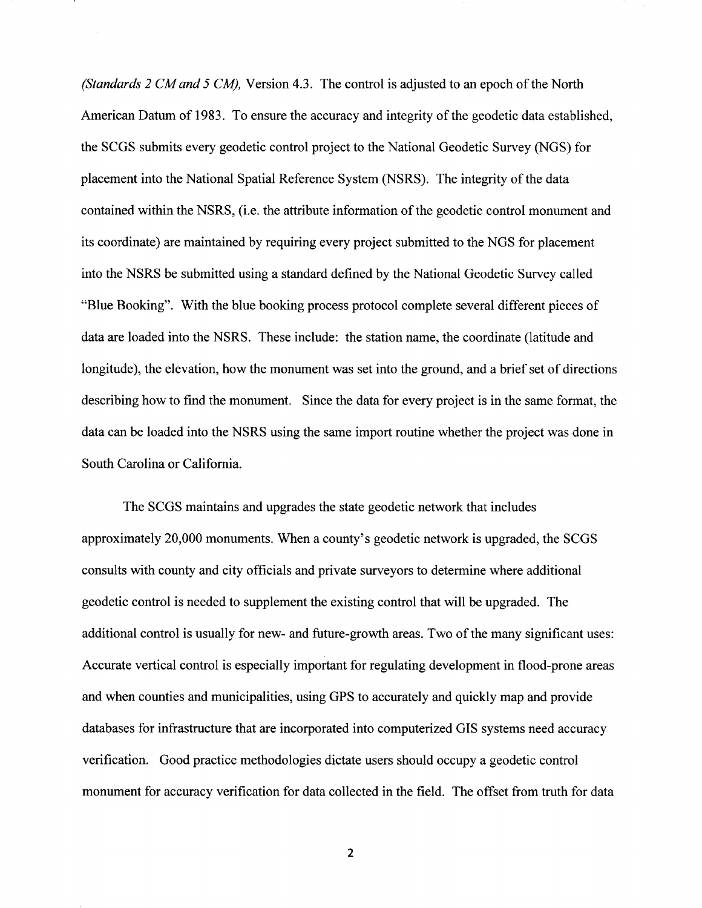*(Standards 2 CM and 5 CM),* Version 4.3. The control is adjusted to an epoch of the North American Datum of 1983. To ensure the accuracy and integrity of the geodetic data established, the SCGS submits every geodetic control project to the National Geodetic Survey (NGS) for placement into the National Spatial Reference System (NSRS). The integrity of the data contained within the NSRS, (i.e. the attribute information of the geodetic control monument and its coordinate) are maintained by requiring every project submitted to the NGS for placement into the NSRS be submitted using a standard defined by the National Geodetic Survey called "Blue Booking". With the blue booking process protocol complete several different pieces of data are loaded into the NSRS. These include: the station name, the coordinate (latitude and longitude), the elevation, how the monument was set into the ground, and a brief set of directions describing how to find the monument. Since the data for every project is in the same format, the data can be loaded into the NSRS using the same import routine whether the project was done in South Carolina or California.

The SCGS maintains and upgrades the state geodetic network that includes approximately 20,000 monuments. When a county's geodetic network is upgraded, the SCGS consults with county and city officials and private surveyors to determine where additional geodetic control is needed to supplement the existing control that will be upgraded. The additional control is usually for new- and future-growth areas. Two of the many significant uses: Accurate vertical control is especially important for regulating development in flood-prone areas and when counties and municipalities, using GPS to accurately and quickly map and provide databases for infrastructure that are incorporated into computerized GIS systems need accuracy verification. Good practice methodologies dictate users should occupy a geodetic control monument for accuracy verification for data collected in the field. The offset from truth for data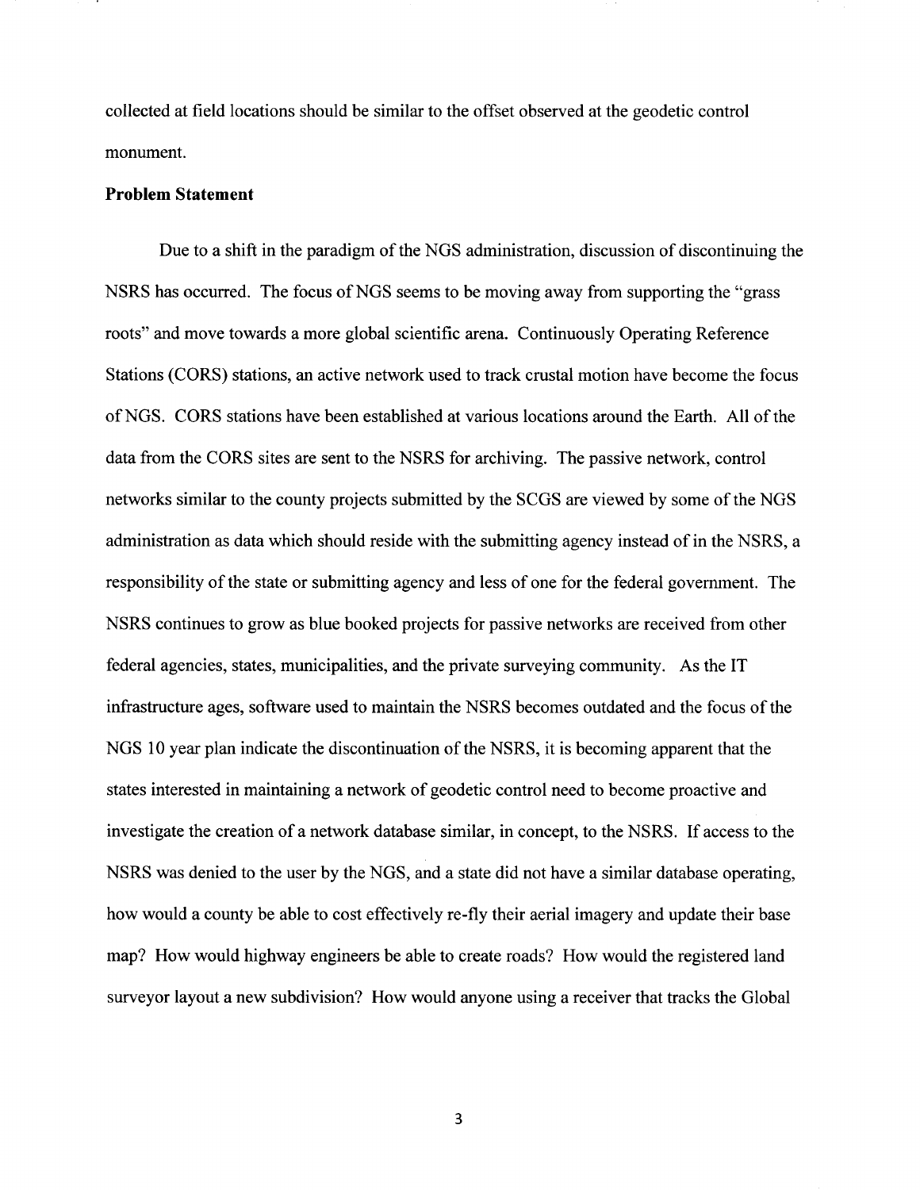collected at field locations should be similar to the offset observed at the geodetic control monument.

**Problem Statement**

Due to a shift in the paradigm of the NGS administration, discussion of discontinuing the NSRS has occurred. The focus of NGS seems to be moving away from supporting the "grass roots" and move towards a more global scientific arena. Continuously Operating Reference Stations (CORS) stations, an active network used to track crustal motion have become the focus of NGS. CORS stations have been established at various locations around the Earth. All of the data from the CORS sites are sent to the NSRS for archiving. The passive network, control networks similar to the county projects submitted by the SCGS are viewed by some of the NGS administration as data which should reside with the submitting agency instead of in the NSRS, a responsibility of the state or submitting agency and less of one for the federal government. The NSRS continues to grow as blue booked projects for passive networks are received from other federal agencies, states, municipalities, and the private surveying community. As the IT infrastructure ages, software used to maintain the NSRS becomes outdated and the focus of the NGS 10 year plan indicate the discontinuation of the NSRS, it is becoming apparent that the states interested in maintaining a network of geodetic control need to become proactive and investigate the creation of a network database similar, in concept, to the NSRS. If access to the NSRS was denied to the user by the NGS, and a state did not have a similar database operating, how would a county be able to cost effectively re-fly their aerial imagery and update their base map? How would highway engineers be able to create roads? How would the registered land surveyor layout a new subdivision? How would anyone using a receiver that tracks the Global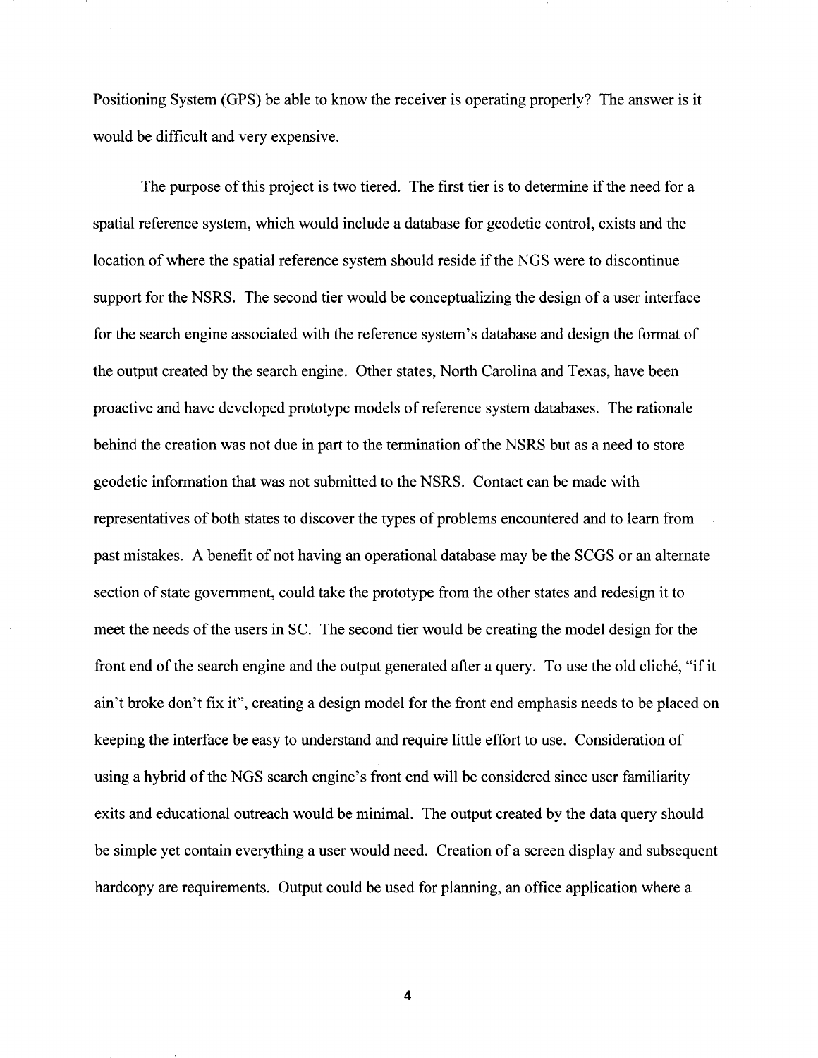Positioning System (GPS) be able to know the receiver is operating properly? The answer is it would be difficult and very expensive.

The purpose of this project is two tiered. The first tier is to determine if the need for a spatial reference system, which would include a database for geodetic control, exists and the location of where the spatial reference system should reside if the NGS were to discontinue support for the NSRS. The second tier would be conceptualizing the design of a user interface for the search engine associated with the reference system's database and design the format of the output created by the search engine. Other states, North Carolina and Texas, have been proactive and have developed prototype models of reference system databases. The rationale behind the creation was not due in part to the termination of the NSRS but as a need to store geodetic information that was not submitted to the NSRS. Contact can be made with representatives of both states to discover the types of problems encountered and to learn from past mistakes. A benefit of not having an operational database may be the SCGS or an alternate section of state government, could take the prototype from the other states and redesign it to meet the needs of the users in SC. The second tier would be creating the model design for the front end of the search engine and the output generated after a query. To use the old cliché, "if it ain't broke don't fix it", creating a design model for the front end emphasis needs to be placed on keeping the interface be easy to understand and require little effort to use. Consideration of using a hybrid of the NGS search engine's front end will be considered since user familiarity exits and educational outreach would be minimal. The output created by the data query should be simple yet contain everything a user would need. Creation of a screen display and subsequent hardcopy are requirements. Output could be used for planning, an office application where a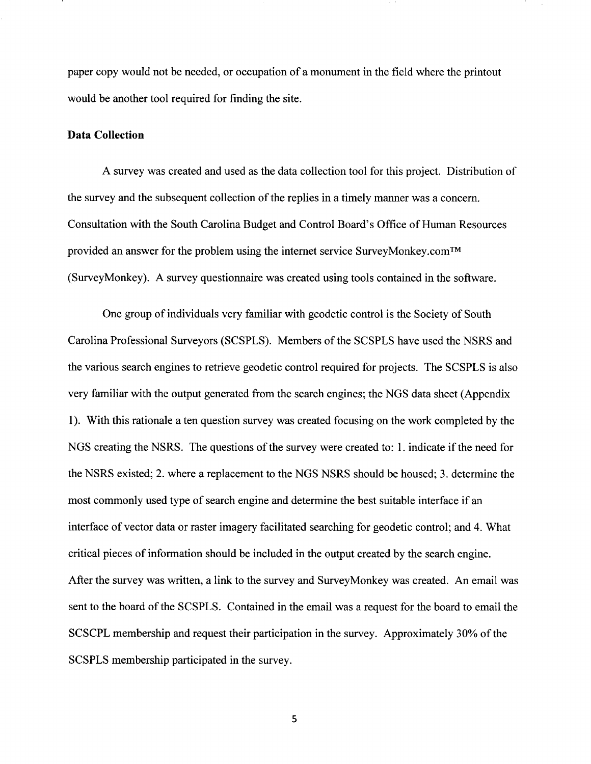paper copy would not be needed, or occupation of a monument in the field where the printout would be another tool required for finding the site.

**Data Collection**

A survey was created and used as the data collection tool for this project. Distribution of the survey and the subsequent collection of the replies in a timely manner was a concern. Consultation with the South Carolina Budget and Control Board's Office of Human Resources provided an answer for the problem using the internet service SurveyMonkey.com™ (SurveyMonkey). A survey questionnaire was created using tools contained in the software.

One group of individuals very familiar with geodetic control is the Society of South Carolina Professional Surveyors (SCSPLS). Members of the SCSPLS have used the NSRS and the various search engines to retrieve geodetic control required for projects. The SCSPLS is also very familiar with the output generated from the search engines; the NGS data sheet (Appendix 1). With this rationale a ten question survey was created focusing on the work completed by the NGS creating the NSRS. The questions of the survey were created to: 1. indicate if the need for the NSRS existed; 2. where a replacement to the NGS NSRS should be housed; 3. determine the most commonly used type of search engine and determine the best suitable interface if an interface of vector data or raster imagery facilitated searching for geodetic control; and 4. What critical pieces of information should be included in the output created by the search engine. After the survey was written, a link to the survey and SurveyMonkey was created. An email was sent to the board of the SCSPLS. Contained in the email was a request for the board to email the SCSCPL membership and request their participation in the survey. Approximately 30% of the SCSPLS membership participated in the survey.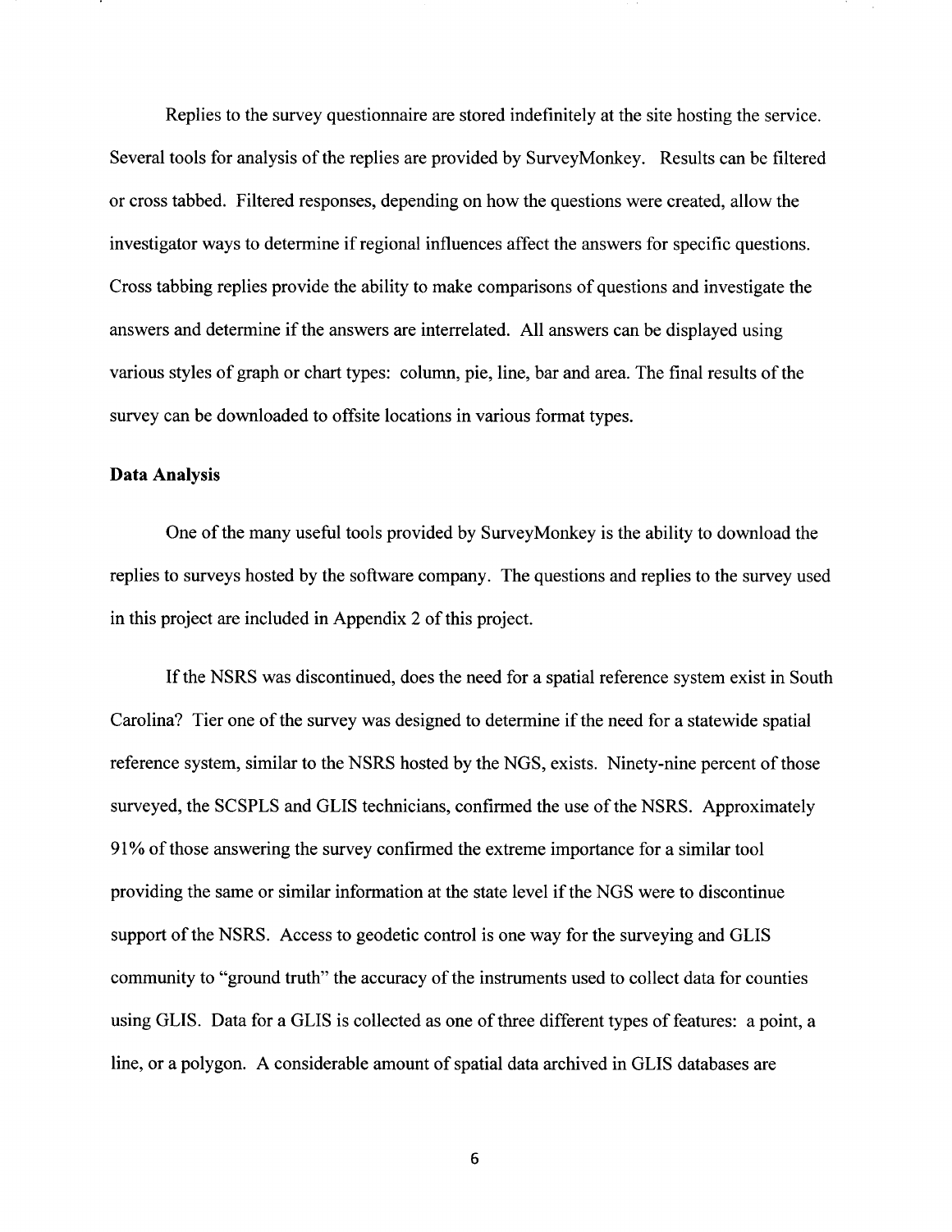Replies to the survey questionnaire are stored indefinitely at the site hosting the service. Several tools for analysis of the replies are provided by SurveyMonkey. Results can be filtered or cross tabbed. Filtered responses, depending on how the questions were created, allow the investigator ways to determine if regional influences affect the answers for specific questions. Cross tabbing replies provide the ability to make comparisons of questions and investigate the answers and determine if the answers are interrelated. All answers can be displayed using various styles of graph or chart types: column, pie, line, bar and area. The final results of the survey can be downloaded to offsite locations in various format types.

**Data Analysis**

One of the many useful tools provided by SurveyMonkey is the ability to download the replies to surveys hosted by the software company. The questions and replies to the survey used in this project are included in Appendix 2 of this project.

If the NSRS was discontinued, does the need for a spatial reference system exist in South Carolina? Tier one of the survey was designed to determine if the need for a statewide spatial reference system, similar to the NSRS hosted by the NGS, exists. Ninety-nine percent of those surveyed, the SCSPLS and GLIS technicians, confirmed the use of the NSRS. Approximately 91% of those answering the survey confirmed the extreme importance for a similar tool providing the same or similar information at the state level if the NGS were to discontinue support of the NSRS. Access to geodetic control is one way for the surveying and GLIS community to "ground truth" the accuracy of the instruments used to collect data for counties using GLIS. Data for a GLIS is collected as one of three different types of features: a point, a line, or a polygon. A considerable amount of spatial data archived in GLIS databases are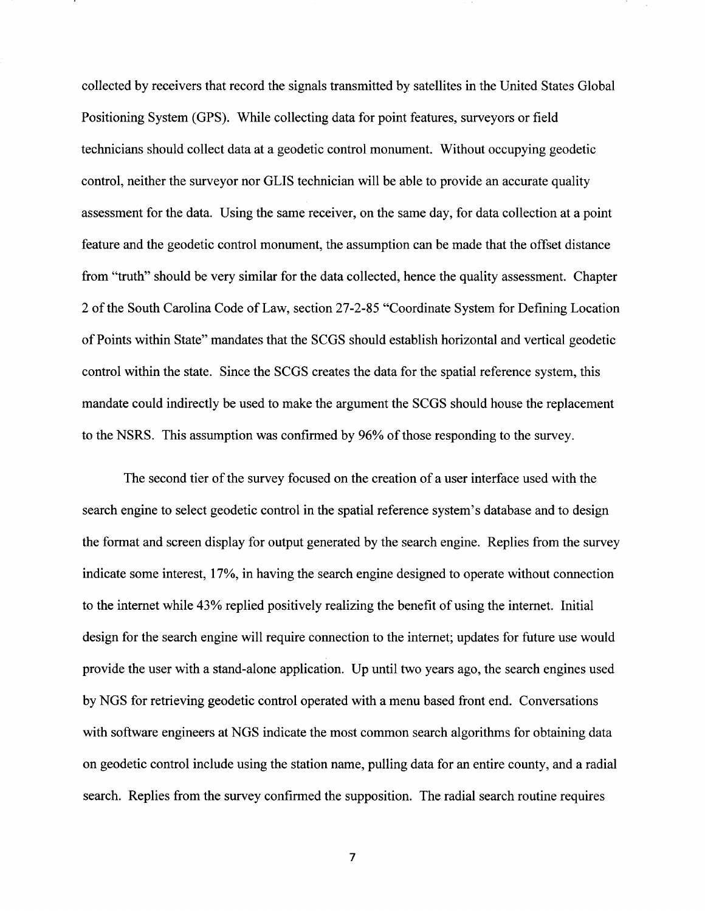collected by receivers that record the signals transmitted by satellites in the United States Global Positioning System (GPS). While collecting data for point features, surveyors or field technicians should collect data at a geodetic control monument. Without occupying geodetic control, neither the surveyor nor GLIS technician will be able to provide an accurate quality assessment for the data. Using the same receiver, on the same day, for data collection at a point feature and the geodetic control monument, the assumption can be made that the offset distance from "truth" should be very similar for the data collected, hence the quality assessment. Chapter 2 of the South Carolina Code of Law, section 27-2-85 "Coordinate System for Defining Location of Points within State" mandates that the SCGS should establish horizontal and vertical geodetic control within the state. Since the SCGS creates the data for the spatial reference system, this mandate could indirectly be used to make the argument the SCGS should house the replacement to the NSRS. This assumption was confirmed by 96% of those responding to the survey.

The second tier of the survey focused on the creation of a user interface used with the search engine to select geodetic control in the spatial reference system's database and to design the format and screen display for output generated by the search engine. Replies from the survey indicate some interest, 17%, in having the search engine designed to operate without connection to the internet while 43% replied positively realizing the benefit of using the internet. Initial design for the search engine will require connection to the internet; updates for future use would provide the user with a stand-alone application. Up until two years ago, the search engines used by NGS for retrieving geodetic control operated with a menu based front end. Conversations with software engineers at NGS indicate the most common search algorithms for obtaining data on geodetic control include using the station name, pulling data for an entire county, and a radial search. Replies from the survey confirmed the supposition. The radial search routine requires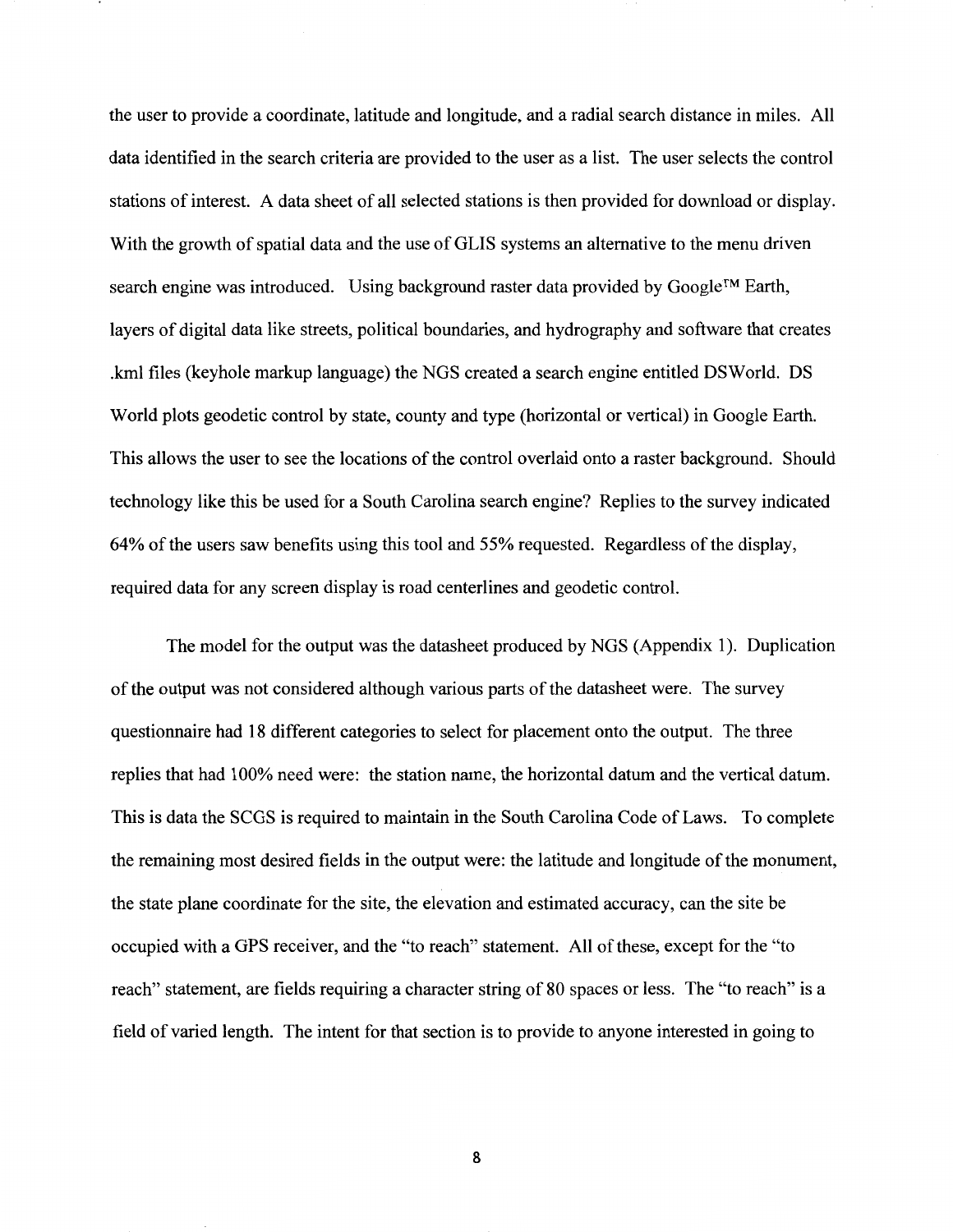the user to provide a coordinate, latitude and longitude, and a radial search distance in miles. All data identified in the search criteria are provided to the user as a list. The user selects the control stations of interest. A data sheet of all selected stations is then provided for download or display. With the growth of spatial data and the use of GLIS systems an alternative to the menu driven search engine was introduced. Using background raster data provided by Google™ Earth, layers of digital data like streets, political boundaries, and hydrography and software that creates .kml files (keyhole markup language) the NGS created a search engine entitled DSWorld. DS World plots geodetic control by state, county and type (horizontal or vertical) in Google Earth. This allows the user to see the locations of the control overlaid onto a raster background. Should technology like this be used for a South Carolina search engine? Replies to the survey indicated 64% of the users saw benefits using this tool and 55% requested. Regardless of the display, required data for any screen display is road centerlines and geodetic control.

The model for the output was the datasheet produced by NGS (Appendix 1). Duplication of the output was not considered although various parts of the datasheet were. The survey questionnaire had 18 different categories to select for placement onto the output. The three replies that had 100% need were: the station name, the horizontal datum and the vertical datum. This is data the SCGS is required to maintain in the South Carolina Code of Laws. To complete the remaining most desired fields in the output were: the latitude and longitude of the monument, the state plane coordinate for the site, the elevation and estimated accuracy, can the site be occupied with a GPS receiver, and the "to reach" statement. All of these, except for the "to reach" statement, are fields requiring a character string of 80 spaces or less. The "to reach" is a field of varied length. The intent for that section is to provide to anyone interested in going to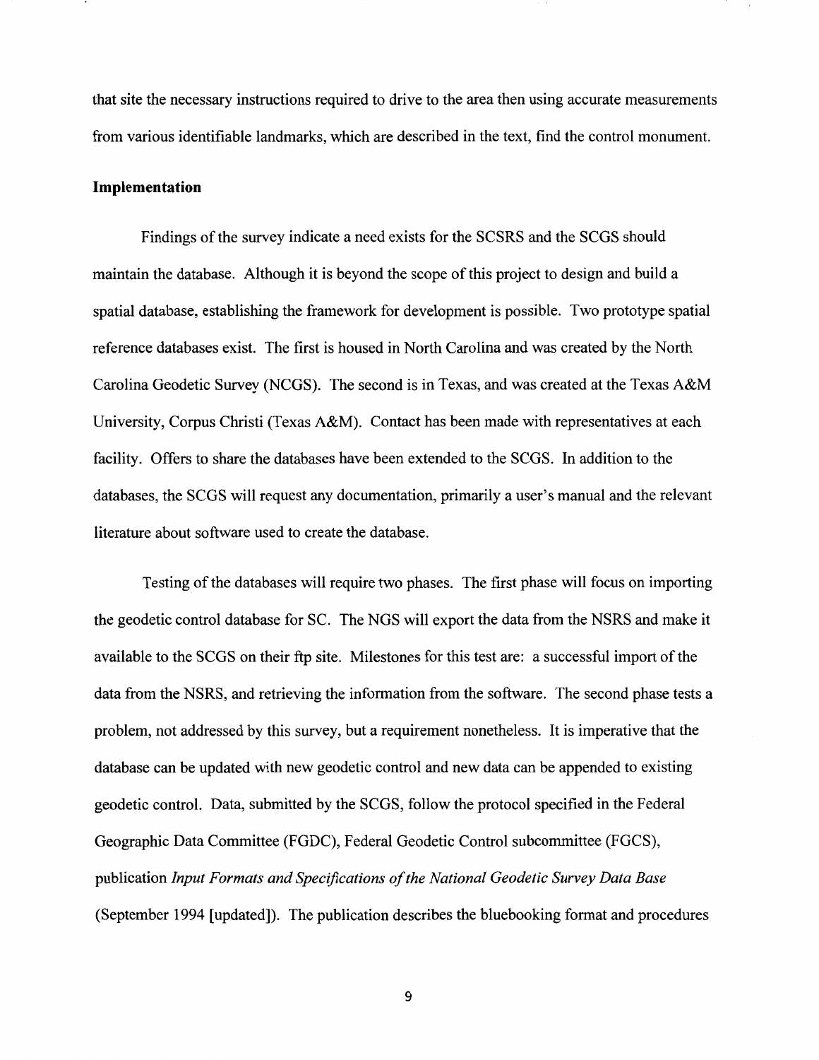that site the necessary instructions required to drive to the area then using accurate measurements from various identifiable landmarks, which are described in the text, find the control monument.

**Implementation**

Findings of the survey indicate a need exists for the SCSRS and the SCGS should maintain the database. Although it is beyond the scope of this project to design and build a spatial database, establishing the framework for development is possible. Two prototype spatial reference databases exist. The first is housed in North Carolina and was created by the North Carolina Geodetic Survey (NCGS). The second is in Texas, and was created at the Texas A&M University, Corpus Christi (Texas A&M). Contact has been made with representatives at each facility. Offers to share the databases have been extended to the SCGS. In addition to the databases, the SCGS will request any documentation, primarily a user's manual and the relevant literature about software used to create the database.

Testing of the databases will require two phases. The first phase will focus on importing the geodetic control database for SC. The NGS will export the data from the NSRS and make it available to the SCGS on their ftp site. Milestones for this test are: a successful import of the data from the NSRS, and retrieving the information from the software. The second phase tests a problem, not addressed by this survey, but a requirement nonetheless. It is imperative that the database can be updated with new geodetic control and new data can be appended to existing geodetic control. Data, submitted by the SCGS, follow the protocol specified in the Federal Geographic Data Committee (FGDC), Federal Geodetic Control subcommittee (FGCS), publication *Input Formats and Specifications of the National Geodetic Survey Data Base* (September 1994 [updated]). The publication describes the bluebooking format and procedures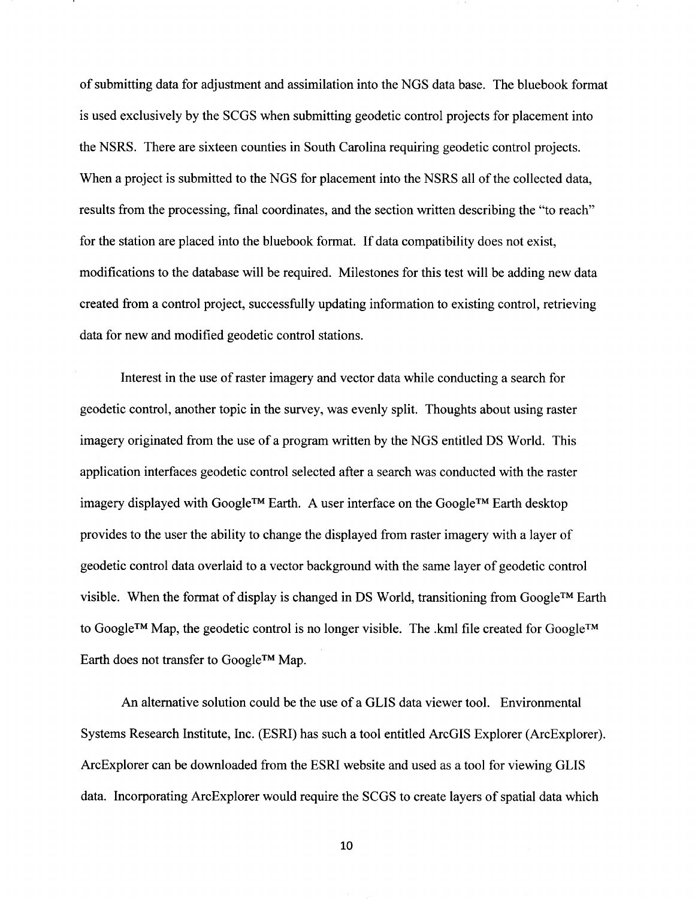of submitting data for adjustment and assimilation into the NGS data base. The bluebook format is used exclusively by the SCGS when submitting geodetic control projects for placement into the NSRS. There are sixteen counties in South Carolina requiring geodetic control projects. When a project is submitted to the NGS for placement into the NSRS all of the collected data, results from the processing, final coordinates, and the section written describing the "to reach" for the station are placed into the bluebook format. If data compatibility does not exist, modifications to the database will be required. Milestones for this test will be adding new data created from a control project, successfully updating information to existing control, retrieving data for new and modified geodetic control stations.

Interest in the use of raster imagery and vector data while conducting a search for geodetic control, another topic in the survey, was evenly split. Thoughts about using raster imagery originated from the use of a program written by the NGS entitled DS World. This application interfaces geodetic control selected after a search was conducted with the raster imagery displayed with Google™ Earth. A user interface on the Google™ Earth desktop provides to the user the ability to change the displayed from raster imagery with a layer of geodetic control data overlaid to a vector background with the same layer of geodetic control visible. When the format of display is changed in DS World, transitioning from Google™ Earth to Google™ Map, the geodetic control is no longer visible. The .kml file created for Google™ Earth does not transfer to Google™ Map.

An alternative solution could be the use of a GLIS data viewer tool. Environmental Systems Research Institute, Inc. (ESRI) has such a tool entitled ArcGIS Explorer (ArcExplorer). ArcExplorer can be downloaded from the ESRI website and used as a tool for viewing GLIS data. Incorporating ArcExplorer would require the SCGS to create layers of spatial data which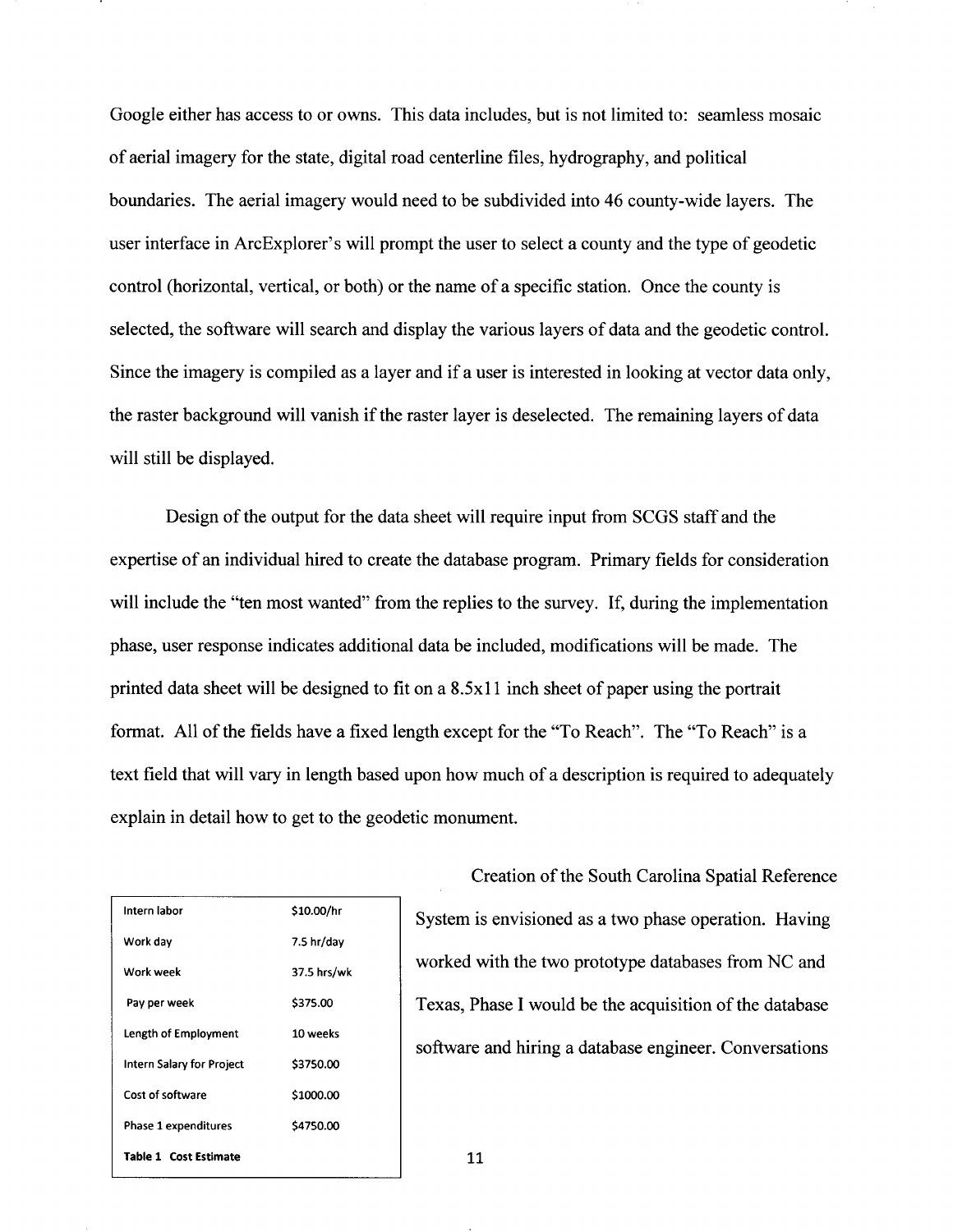Google either has access to or owns. This data includes, but is not limited to: seamless mosaic of aerial imagery for the state, digital road centerline files, hydrography, and political boundaries. The aerial imagery would need to be subdivided into 46 county-wide layers. The user interface in ArcExplorer's will prompt the user to select a county and the type of geodetic control (horizontal, vertical, or both) or the name of a specific station. Once the county is selected, the software will search and display the various layers of data and the geodetic control. Since the imagery is compiled as a layer and if a user is interested in looking at vector data only, the raster background will vanish if the raster layer is deselected. The remaining layers of data will still be displayed.

Design of the output for the data sheet will require input from SCGS staff and the expertise of an individual hired to create the database program. Primary fields for consideration will include the "ten most wanted" from the replies to the survey. If, during the implementation phase, user response indicates additional data be included, modifications will be made. The printed data sheet will be designed to fit on a 8.5x11 inch sheet of paper using the portrait format. All of the fields have a fixed length except for the "To Reach". The "To Reach" is a text field that will vary in length based upon how much of a description is required to adequately explain in detail how to get to the geodetic monument.

| Item | Value |
|---|---|
| Intern labor | $10.00/hr |
| Work day | 7.5 hr/day |
| Work week | 37.5 hrs/wk |
| Pay per week | $375.00 |
| Length of Employment | 10 weeks |
| Intern Salary for Project | $3750.00 |
| Cost of software | $1000.00 |
| Phase 1 expenditures | $4750.00 |

**Table 1 Cost Estimate**

Creation of the South Carolina Spatial Reference System is envisioned as a two phase operation. Having worked with the two prototype databases from NC and Texas, Phase I would be the acquisition of the database software and hiring a database engineer. Conversations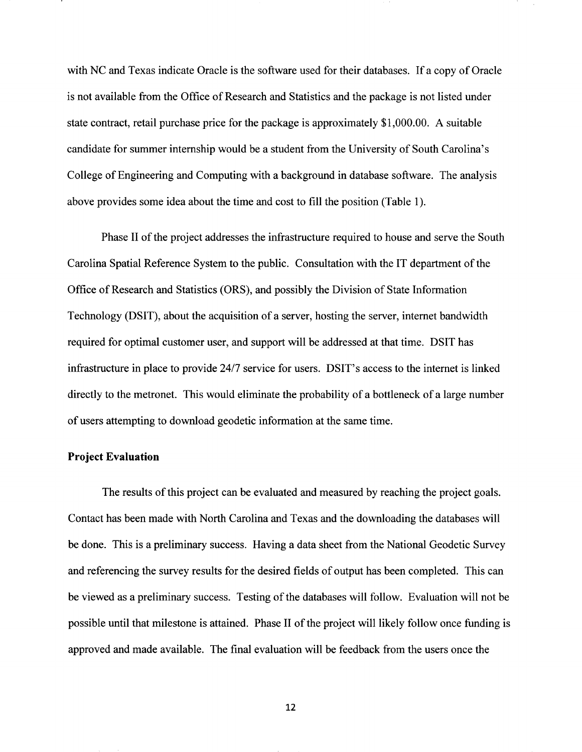with NC and Texas indicate Oracle is the software used for their databases. If a copy of Oracle is not available from the Office of Research and Statistics and the package is not listed under state contract, retail purchase price for the package is approximately $1,000.00. A suitable candidate for summer internship would be a student from the University of South Carolina's College of Engineering and Computing with a background in database software. The analysis above provides some idea about the time and cost to fill the position (Table 1).

Phase II of the project addresses the infrastructure required to house and serve the South Carolina Spatial Reference System to the public. Consultation with the IT department of the Office of Research and Statistics (ORS), and possibly the Division of State Information Technology (DSIT), about the acquisition of a server, hosting the server, internet bandwidth required for optimal customer user, and support will be addressed at that time. DSIT has infrastructure in place to provide 24/7 service for users. DSIT's access to the internet is linked directly to the metronet. This would eliminate the probability of a bottleneck of a large number of users attempting to download geodetic information at the same time.

**Project Evaluation**

The results of this project can be evaluated and measured by reaching the project goals. Contact has been made with North Carolina and Texas and the downloading the databases will be done. This is a preliminary success. Having a data sheet from the National Geodetic Survey and referencing the survey results for the desired fields of output has been completed. This can be viewed as a preliminary success. Testing of the databases will follow. Evaluation will not be possible until that milestone is attained. Phase II of the project will likely follow once funding is approved and made available. The final evaluation will be feedback from the users once the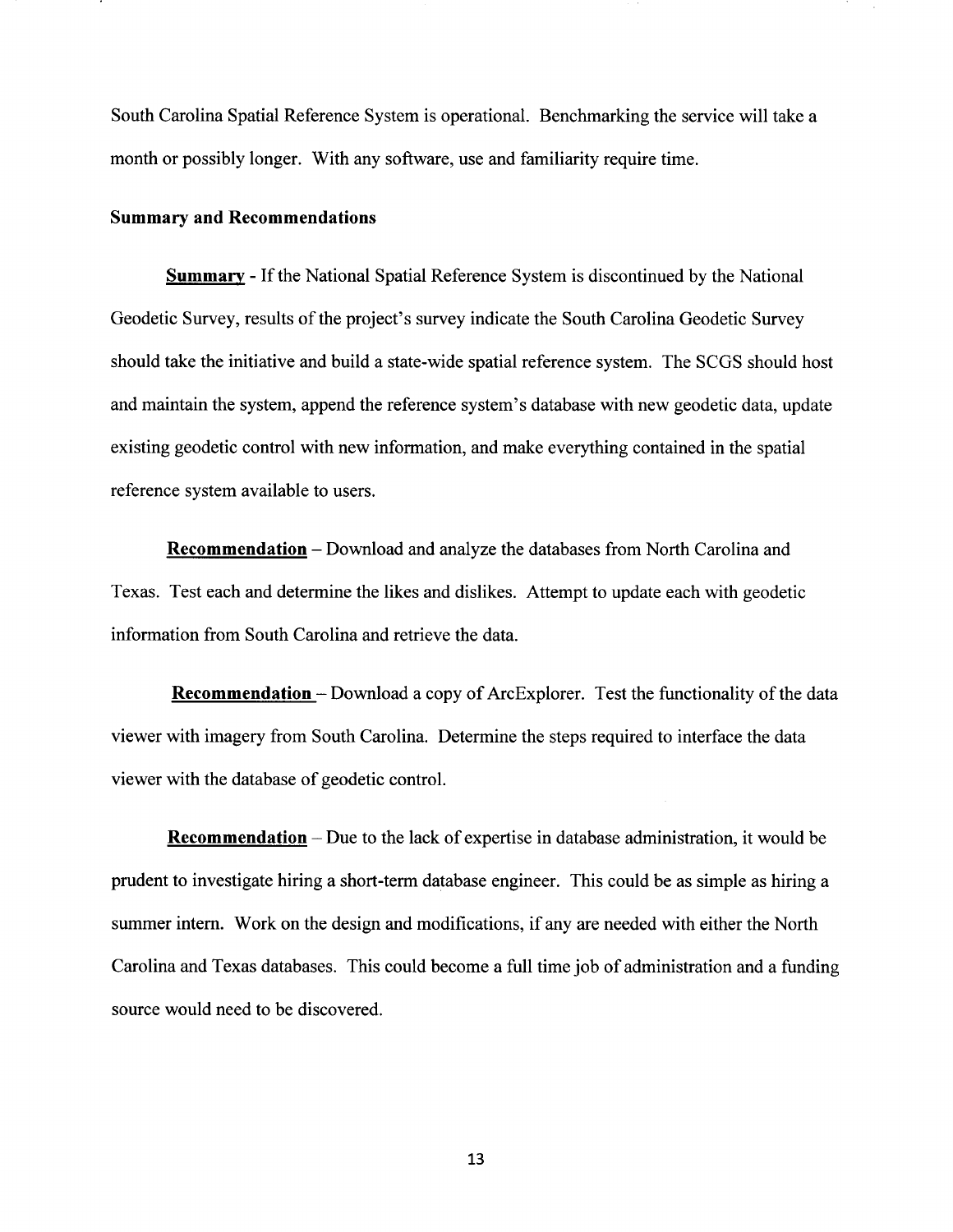South Carolina Spatial Reference System is operational. Benchmarking the service will take a month or possibly longer. With any software, use and familiarity require time.

## Summary and Recommendations

**Summary** - If the National Spatial Reference System is discontinued by the National Geodetic Survey, results of the project's survey indicate the South Carolina Geodetic Survey should take the initiative and build a state-wide spatial reference system. The SCGS should host and maintain the system, append the reference system's database with new geodetic data, update existing geodetic control with new information, and make everything contained in the spatial reference system available to users.

**Recommendation** – Download and analyze the databases from North Carolina and Texas. Test each and determine the likes and dislikes. Attempt to update each with geodetic information from South Carolina and retrieve the data.

**Recommendation** – Download a copy of ArcExplorer. Test the functionality of the data viewer with imagery from South Carolina. Determine the steps required to interface the data viewer with the database of geodetic control.

**Recommendation** – Due to the lack of expertise in database administration, it would be prudent to investigate hiring a short-term database engineer. This could be as simple as hiring a summer intern. Work on the design and modifications, if any are needed with either the North Carolina and Texas databases. This could become a full time job of administration and a funding source would need to be discovered.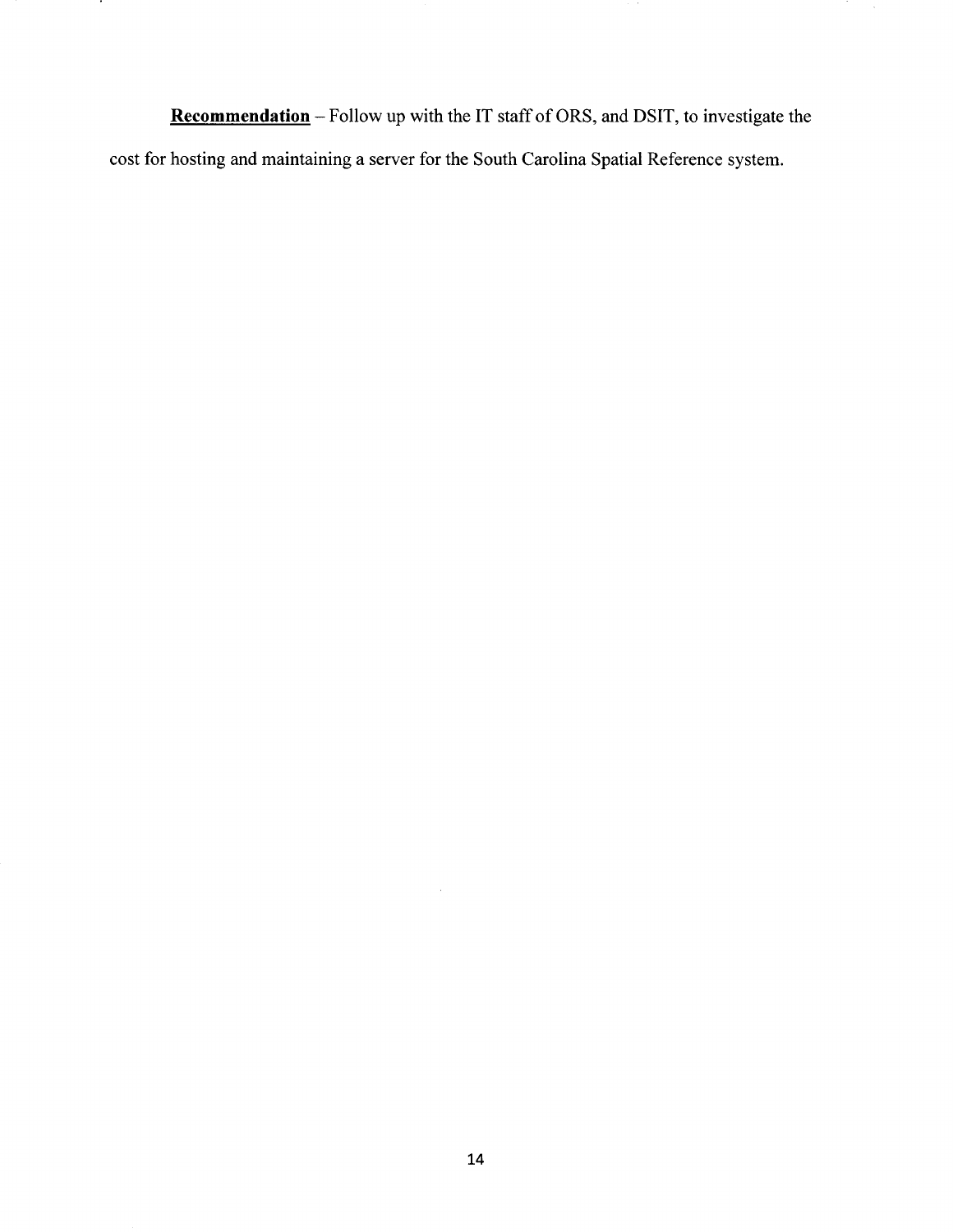**<u>Recommendation</u>** – Follow up with the IT staff of ORS, and DSIT, to investigate the cost for hosting and maintaining a server for the South Carolina Spatial Reference system.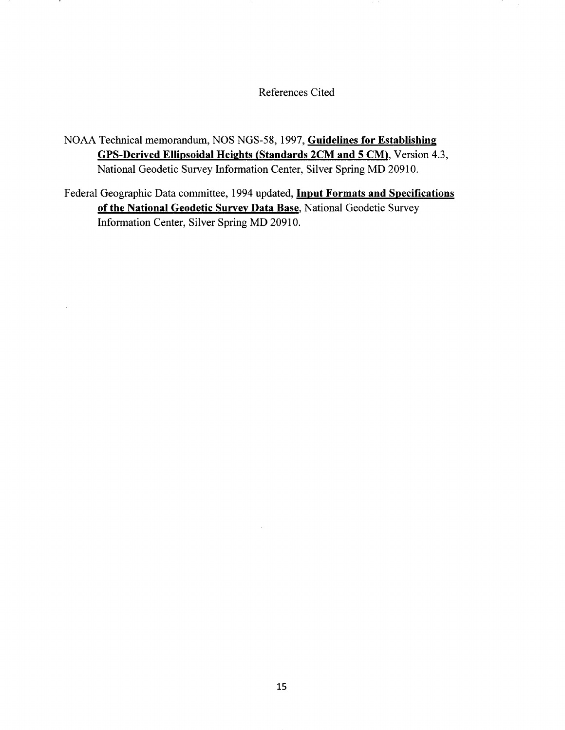# References Cited

NOAA Technical memorandum, NOS NGS-58, 1997, **Guidelines for Establishing GPS-Derived Ellipsoidal Heights (Standards 2CM and 5 CM)**, Version 4.3, National Geodetic Survey Information Center, Silver Spring MD 20910.

Federal Geographic Data committee, 1994 updated, **Input Formats and Specifications of the National Geodetic Survey Data Base**, National Geodetic Survey Information Center, Silver Spring MD 20910.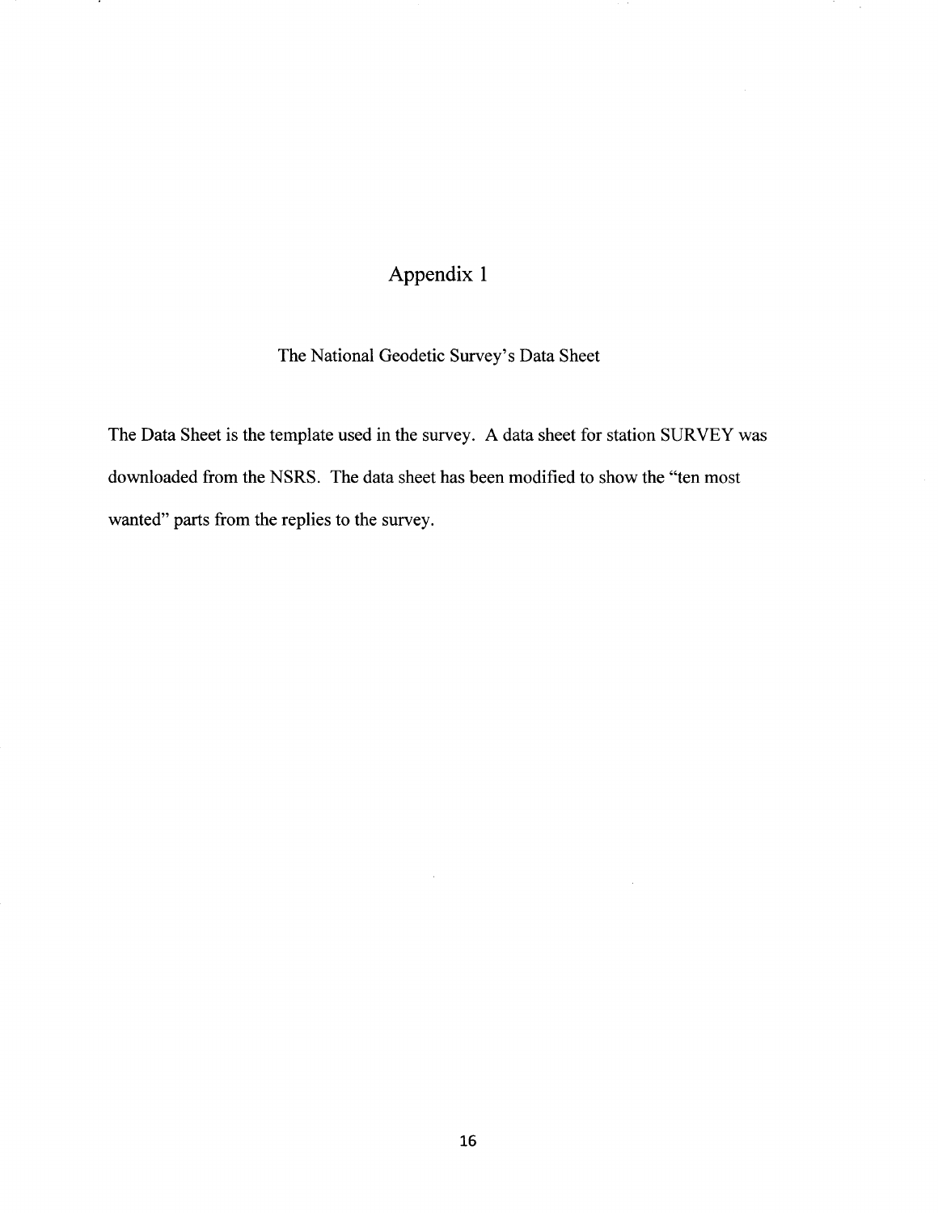# Appendix 1

## The National Geodetic Survey's Data Sheet

The Data Sheet is the template used in the survey. A data sheet for station SURVEY was downloaded from the NSRS. The data sheet has been modified to show the "ten most wanted" parts from the replies to the survey.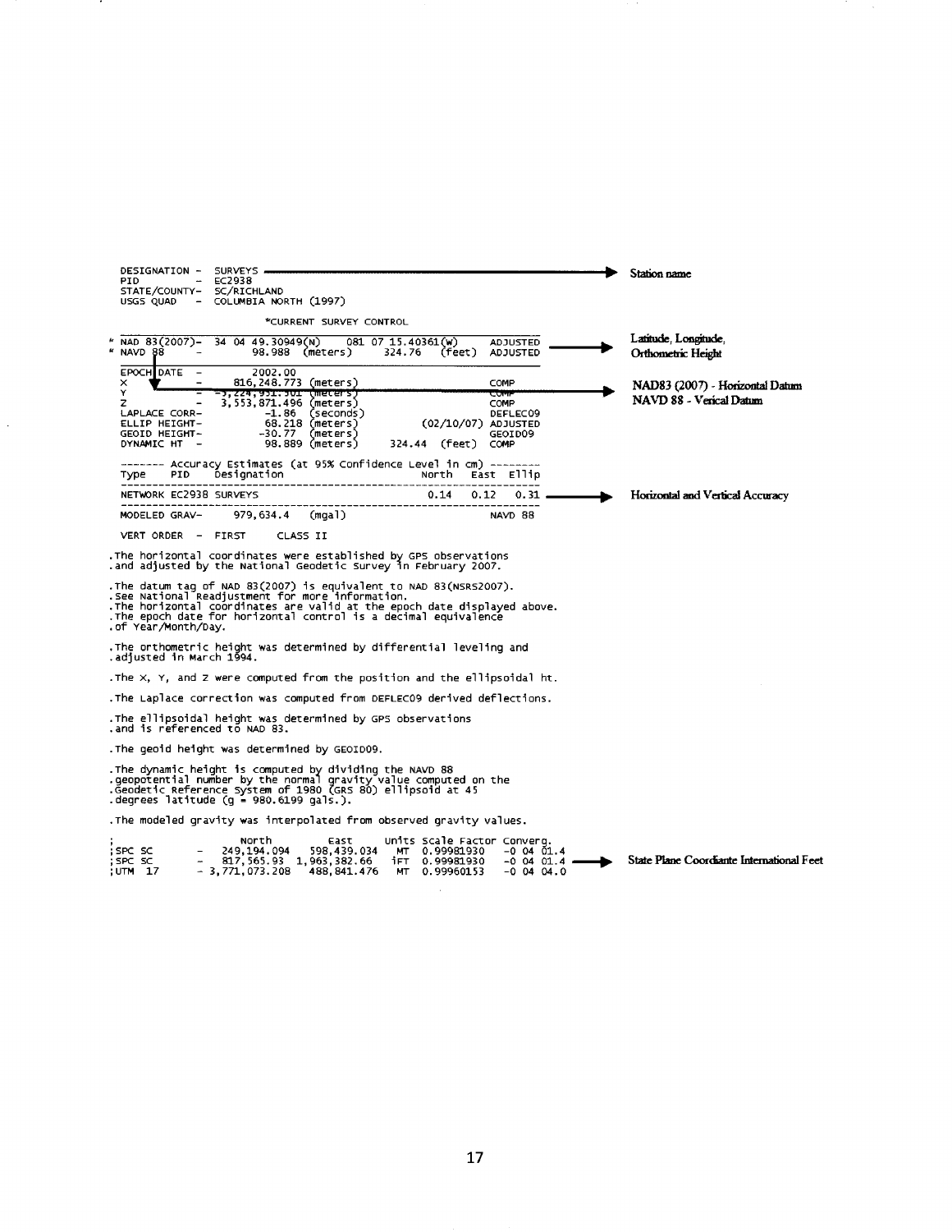```
DESIGNATION -  SURVEYS
PID         -  EC2938
STATE/COUNTY-  SC/RICHLAND
USGS QUAD   -  COLUMBIA NORTH (1997)

                        *CURRENT SURVEY CONTROL

* NAD 83(2007)-  34 04 49.30949(N)    081 07 15.40361(W)     ADJUSTED
* NAVD 88      -        98.988  (meters)      324.76   (feet)  ADJUSTED

EPOCH DATE     -       2002.00
X              -     816,248.773  (meters)                     COMP
Y              -  -5,224,951.501  (meters)                     COMP
Z              -   3,553,871.496  (meters)                     COMP
LAPLACE CORR-            -1.86   (seconds)                     DEFLEC09
ELLIP HEIGHT-            68.218  (meters)          (02/10/07)  ADJUSTED
GEOID HEIGHT-           -30.77   (meters)                      GEOID09
DYNAMIC HT  -            98.889  (meters)    324.44  (feet)    COMP

------- Accuracy Estimates (at 95% Confidence Level in cm) --------
Type    PID     Designation                     North    East   Ellip
--------------------------------------------------------------------
NETWORK EC2938 SURVEYS                          0.14     0.12    0.31
--------------------------------------------------------------------
MODELED GRAV-      979,634.4    (mgal)                          NAVD 88

VERT ORDER   -   FIRST     CLASS II

.The horizontal coordinates were established by GPS observations
.and adjusted by the National Geodetic Survey in February 2007.

.The datum tag of NAD 83(2007) is equivalent to NAD 83(NSRS2007).
.See National Readjustment for more information.
.The horizontal coordinates are valid at the epoch date displayed above.
.The epoch date for horizontal control is a decimal equivalence
.of Year/Month/Day.

.The orthometric height was determined by differential leveling and
.adjusted in March 1994.

.The X, Y, and Z were computed from the position and the ellipsoidal ht.

.The Laplace correction was computed from DEFLEC09 derived deflections.

.The ellipsoidal height was determined by GPS observations
.and is referenced to NAD 83.

.The geoid height was determined by GEOID09.

.The dynamic height is computed by dividing the NAVD 88
.geopotential number by the normal gravity value computed on the
.Geodetic Reference System of 1980 (GRS 80) ellipsoid at 45
.degrees latitude (g = 980.6199 gals.).

.The modeled gravity was interpolated from observed gravity values.

;                North         East      Units Scale Factor Converg.
;SPC SC     -   249,194.094   598,439.034  MT  0.99981930   -0 04 01.4
;SPC SC     -   817,565.93  1,963,382.66  iFT  0.99981930   -0 04 01.4
;UTM  17    - 3,771,073.208   488,841.476  MT  0.99960153   -0 04 04.0
```

Annotations:

- **Station name** (DESIGNATION – SURVEYS)
- **Latitude, Longitude, Orthometric Height** (NAD 83(2007) / NAVD 88 lines)
- **NAD83 (2007) - Horizontal Datum**
- **NAVD 88 - Verical Datum**
- **Horizontal and Vertical Accuracy** (NETWORK accuracy line)
- **State Plane Coordiante International Feet** (SPC SC iFT line)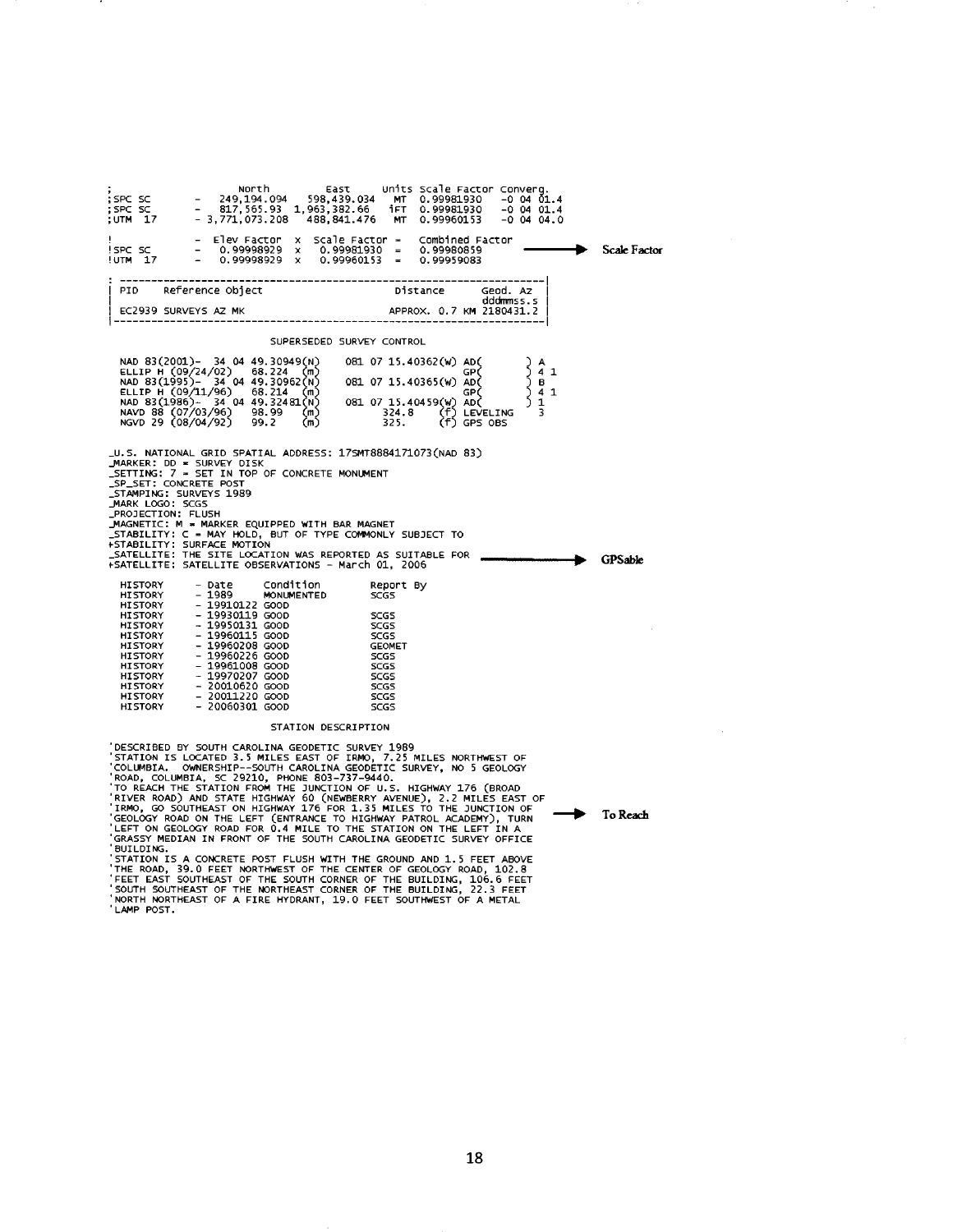```
;                    North         East     Units Scale Factor Converg.
;SPC SC      -   249,194.094   598,439.034   MT  0.99981930   -0 04 01.4
;SPC SC      -   817,565.93  1,963,382.66   iFT  0.99981930   -0 04 01.4
;UTM  17     - 3,771,073.208   488,841.476   MT  0.99960153   -0 04 04.0

!            -  Elev Factor  x  Scale Factor =   Combined Factor
!SPC SC      -   0.99998929  x   0.99981930  =   0.99980859
!UTM  17     -   0.99998929  x   0.99960153  =   0.99959083
```

→ **Scale Factor**

```
 |---------------------------------------------------------------------|
 | PID    Reference Object                     Distance       Geod. Az  |
 |                                                            dddmmss.s |
 | EC2939 SURVEYS AZ MK                        APPROX. 0.7 KM 2180431.2 |
 |---------------------------------------------------------------------|
```

SUPERSEDED SURVEY CONTROL

```
NAD 83(2001)-  34 04 49.30949(N)    081 07 15.40362(W) AD(        ) A
ELLIP H (09/24/02)   68.224  (m)                      GP(        ) 4 1
NAD 83(1995)-  34 04 49.30962(N)    081 07 15.40365(W) AD(        ) B
ELLIP H (09/11/96)   68.214  (m)                      GP(        ) 4 1
NAD 83(1986)-  34 04 49.32481(N)    081 07 15.40459(W) AD(        ) 1
NAVD 88 (07/03/96)   98.99   (m)          324.8   (f) LEVELING     3
NGVD 29 (08/04/92)   99.2    (m)          325.    (f) GPS OBS
```

```
_U.S. NATIONAL GRID SPATIAL ADDRESS: 17SMT8884171073(NAD 83)
_MARKER: DD = SURVEY DISK
_SETTING: 7 = SET IN TOP OF CONCRETE MONUMENT
_SP_SET: CONCRETE POST
_STAMPING: SURVEYS 1989
_MARK LOGO: SCGS
_PROJECTION: FLUSH
_MAGNETIC: M = MARKER EQUIPPED WITH BAR MAGNET
_STABILITY: C = MAY HOLD, BUT OF TYPE COMMONLY SUBJECT TO
+STABILITY: SURFACE MOTION
_SATELLITE: THE SITE LOCATION WAS REPORTED AS SUITABLE FOR
+SATELLITE: SATELLITE OBSERVATIONS - March 01, 2006
```

→ **GPSable**

```
HISTORY     - Date       Condition        Report By
HISTORY     - 1989       MONUMENTED       SCGS
HISTORY     - 19910122   GOOD
HISTORY     - 19930119   GOOD             SCGS
HISTORY     - 19950131   GOOD             SCGS
HISTORY     - 19960115   GOOD             SCGS
HISTORY     - 19960208   GOOD             GEOMET
HISTORY     - 19960226   GOOD             SCGS
HISTORY     - 19961008   GOOD             SCGS
HISTORY     - 19970207   GOOD             SCGS
HISTORY     - 20010620   GOOD             SCGS
HISTORY     - 20011220   GOOD             SCGS
HISTORY     - 20060301   GOOD             SCGS
```

STATION DESCRIPTION

```
'DESCRIBED BY SOUTH CAROLINA GEODETIC SURVEY 1989
'STATION IS LOCATED 3.5 MILES EAST OF IRMO, 7.25 MILES NORTHWEST OF
'COLUMBIA.  OWNERSHIP--SOUTH CAROLINA GEODETIC SURVEY, NO 5 GEOLOGY
'ROAD, COLUMBIA, SC 29210, PHONE 803-737-9440.
'TO REACH THE STATION FROM THE JUNCTION OF U.S. HIGHWAY 176 (BROAD
'RIVER ROAD) AND STATE HIGHWAY 60 (NEWBERRY AVENUE), 2.2 MILES EAST OF
'IRMO, GO SOUTHEAST ON HIGHWAY 176 FOR 1.35 MILES TO THE JUNCTION OF
'GEOLOGY ROAD ON THE LEFT (ENTRANCE TO HIGHWAY PATROL ACADEMY), TURN
'LEFT ON GEOLOGY ROAD FOR 0.4 MILE TO THE STATION ON THE LEFT IN A
'GRASSY MEDIAN IN FRONT OF THE SOUTH CAROLINA GEODETIC SURVEY OFFICE
'BUILDING.
'STATION IS A CONCRETE POST FLUSH WITH THE GROUND AND 1.5 FEET ABOVE
'THE ROAD, 39.0 FEET NORTHWEST OF THE CENTER OF GEOLOGY ROAD, 102.8
'FEET EAST SOUTHEAST OF THE SOUTH CORNER OF THE BUILDING, 106.6 FEET
'SOUTH SOUTHEAST OF THE NORTHEAST CORNER OF THE BUILDING, 22.3 FEET
'NORTH NORTHEAST OF A FIRE HYDRANT, 19.0 FEET SOUTHWEST OF A METAL
'LAMP POST.
```

→ **To Reach**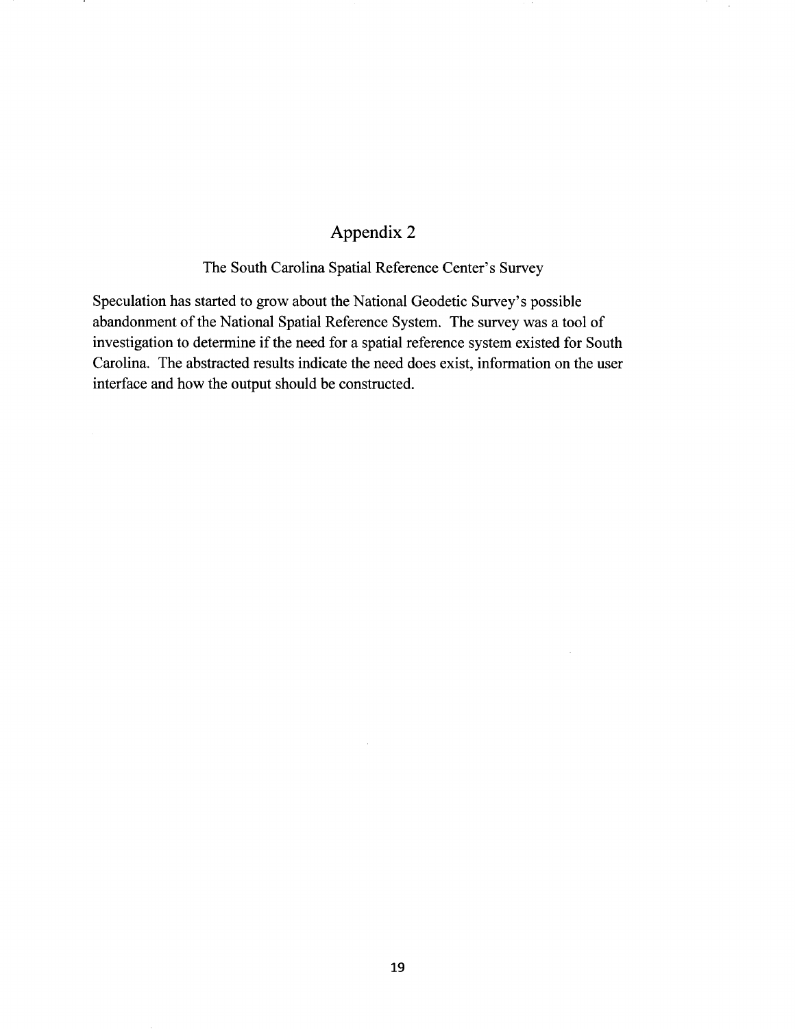# Appendix 2

The South Carolina Spatial Reference Center's Survey

Speculation has started to grow about the National Geodetic Survey's possible abandonment of the National Spatial Reference System. The survey was a tool of investigation to determine if the need for a spatial reference system existed for South Carolina. The abstracted results indicate the need does exist, information on the user interface and how the output should be constructed.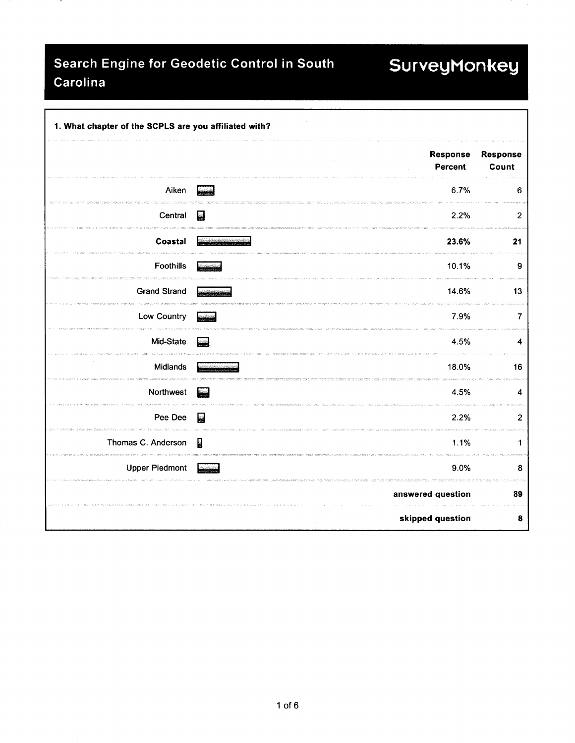# Search Engine for Geodetic Control in South Carolina

SurveyMonkey

**1. What chapter of the SCPLS are you affiliated with?**

| | Response Percent | Response Count |
|---|---|---|
| Aiken | 6.7% | 6 |
| Central | 2.2% | 2 |
| **Coastal** | **23.6%** | **21** |
| Foothills | 10.1% | 9 |
| Grand Strand | 14.6% | 13 |
| Low Country | 7.9% | 7 |
| Mid-State | 4.5% | 4 |
| Midlands | 18.0% | 16 |
| Northwest | 4.5% | 4 |
| Pee Dee | 2.2% | 2 |
| Thomas C. Anderson | 1.1% | 1 |
| Upper Piedmont | 9.0% | 8 |
| | **answered question** | **89** |
| | **skipped question** | **8** |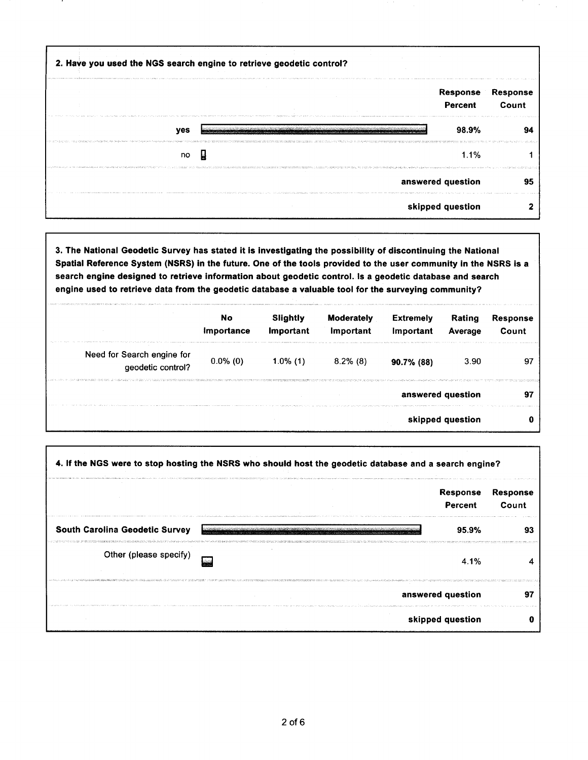**2. Have you used the NGS search engine to retrieve geodetic control?**

| | Response Percent | Response Count |
|---|---|---|
| yes | 98.9% | 94 |
| no | 1.1% | 1 |
| | **answered question** | **95** |
| | **skipped question** | **2** |

**3. The National Geodetic Survey has stated it is investigating the possibility of discontinuing the National Spatial Reference System (NSRS) in the future. One of the tools provided to the user community in the NSRS is a search engine designed to retrieve information about geodetic control. Is a geodetic database and search engine used to retrieve data from the geodetic database a valuable tool for the surveying community?**

| | No Importance | Slightly Important | Moderately Important | Extremely Important | Rating Average | Response Count |
|---|---|---|---|---|---|---|
| Need for Search engine for geodetic control? | 0.0% (0) | 1.0% (1) | 8.2% (8) | **90.7% (88)** | 3.90 | 97 |
| | | | | | **answered question** | **97** |
| | | | | | **skipped question** | **0** |

**4. If the NGS were to stop hosting the NSRS who should host the geodetic database and a search engine?**

| | Response Percent | Response Count |
|---|---|---|
| **South Carolina Geodetic Survey** | 95.9% | 93 |
| Other (please specify) | 4.1% | 4 |
| | **answered question** | **97** |
| | **skipped question** | **0** |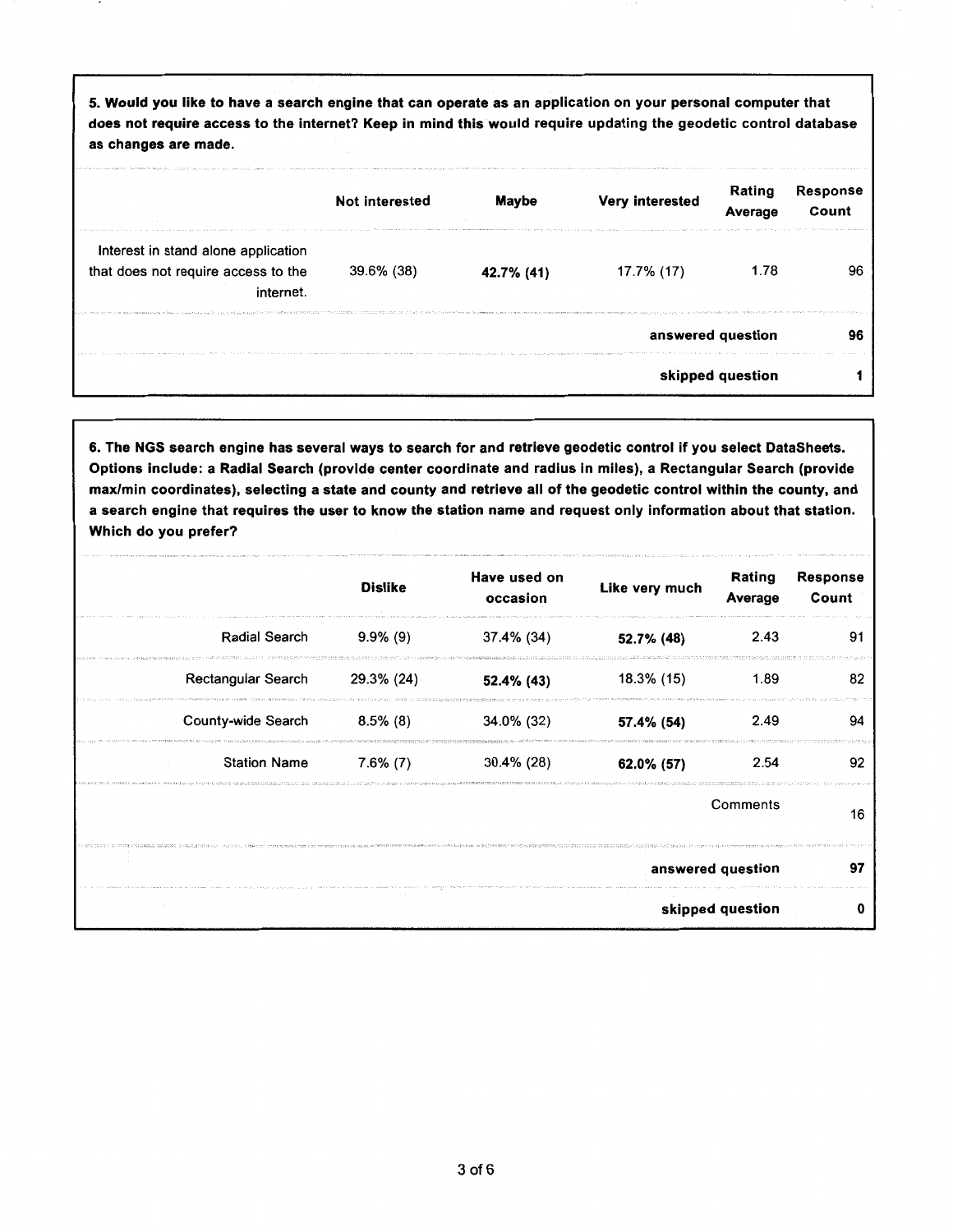**5. Would you like to have a search engine that can operate as an application on your personal computer that does not require access to the internet? Keep in mind this would require updating the geodetic control database as changes are made.**

| | Not interested | Maybe | Very interested | Rating Average | Response Count |
|---|---|---|---|---|---|
| Interest in stand alone application that does not require access to the internet. | 39.6% (38) | **42.7% (41)** | 17.7% (17) | 1.78 | 96 |
| | | | | **answered question** | **96** |
| | | | | **skipped question** | **1** |

**6. The NGS search engine has several ways to search for and retrieve geodetic control if you select DataSheets. Options include: a Radial Search (provide center coordinate and radius in miles), a Rectangular Search (provide max/min coordinates), selecting a state and county and retrieve all of the geodetic control within the county, and a search engine that requires the user to know the station name and request only information about that station. Which do you prefer?**

| | Dislike | Have used on occasion | Like very much | Rating Average | Response Count |
|---|---|---|---|---|---|
| Radial Search | 9.9% (9) | 37.4% (34) | **52.7% (48)** | 2.43 | 91 |
| Rectangular Search | 29.3% (24) | **52.4% (43)** | 18.3% (15) | 1.89 | 82 |
| County-wide Search | 8.5% (8) | 34.0% (32) | **57.4% (54)** | 2.49 | 94 |
| Station Name | 7.6% (7) | 30.4% (28) | **62.0% (57)** | 2.54 | 92 |
| | | | | Comments | 16 |
| | | | | **answered question** | **97** |
| | | | | **skipped question** | **0** |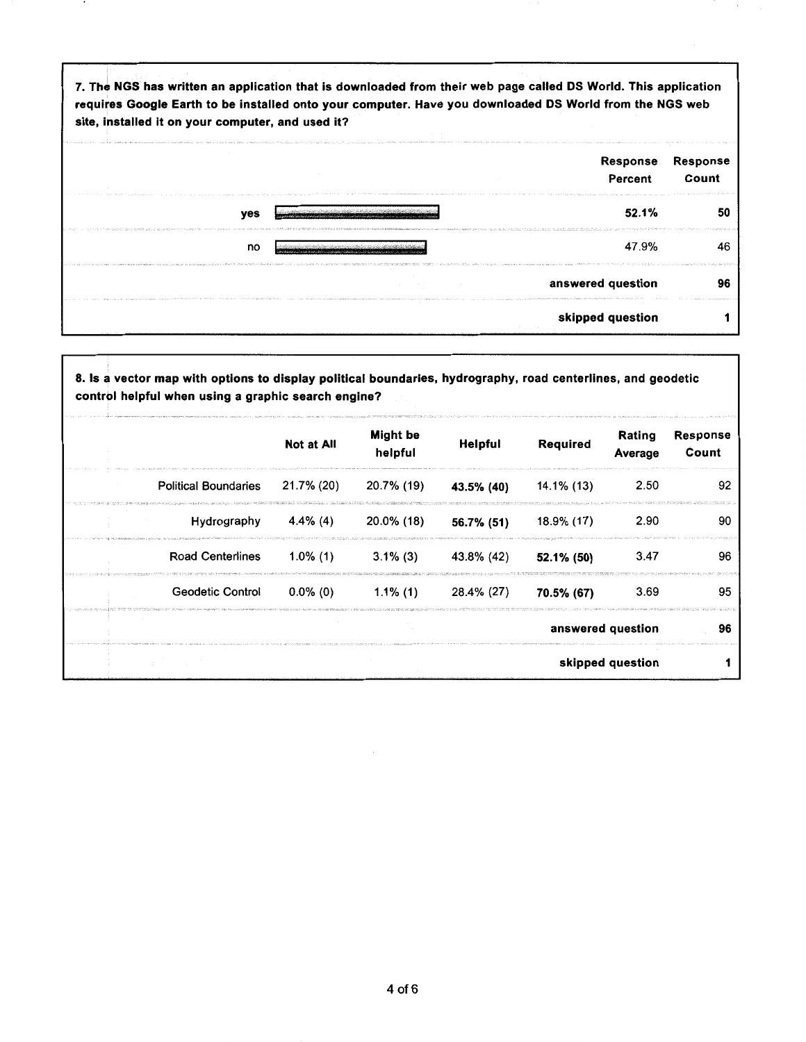**7. The NGS has written an application that is downloaded from their web page called DS World. This application requires Google Earth to be installed onto your computer. Have you downloaded DS World from the NGS web site, installed it on your computer, and used it?**

| | Response Percent | Response Count |
|---|---|---|
| yes | **52.1%** | 50 |
| no | 47.9% | 46 |
| | answered question | 96 |
| | skipped question | 1 |

**8. Is a vector map with options to display political boundaries, hydrography, road centerlines, and geodetic control helpful when using a graphic search engine?**

| | Not at All | Might be helpful | Helpful | Required | Rating Average | Response Count |
|---|---|---|---|---|---|---|
| Political Boundaries | 21.7% (20) | 20.7% (19) | **43.5% (40)** | 14.1% (13) | 2.50 | 92 |
| Hydrography | 4.4% (4) | 20.0% (18) | **56.7% (51)** | 18.9% (17) | 2.90 | 90 |
| Road Centerlines | 1.0% (1) | 3.1% (3) | 43.8% (42) | **52.1% (50)** | 3.47 | 96 |
| Geodetic Control | 0.0% (0) | 1.1% (1) | 28.4% (27) | **70.5% (67)** | 3.69 | 95 |
| | | | | | answered question | 96 |
| | | | | | skipped question | 1 |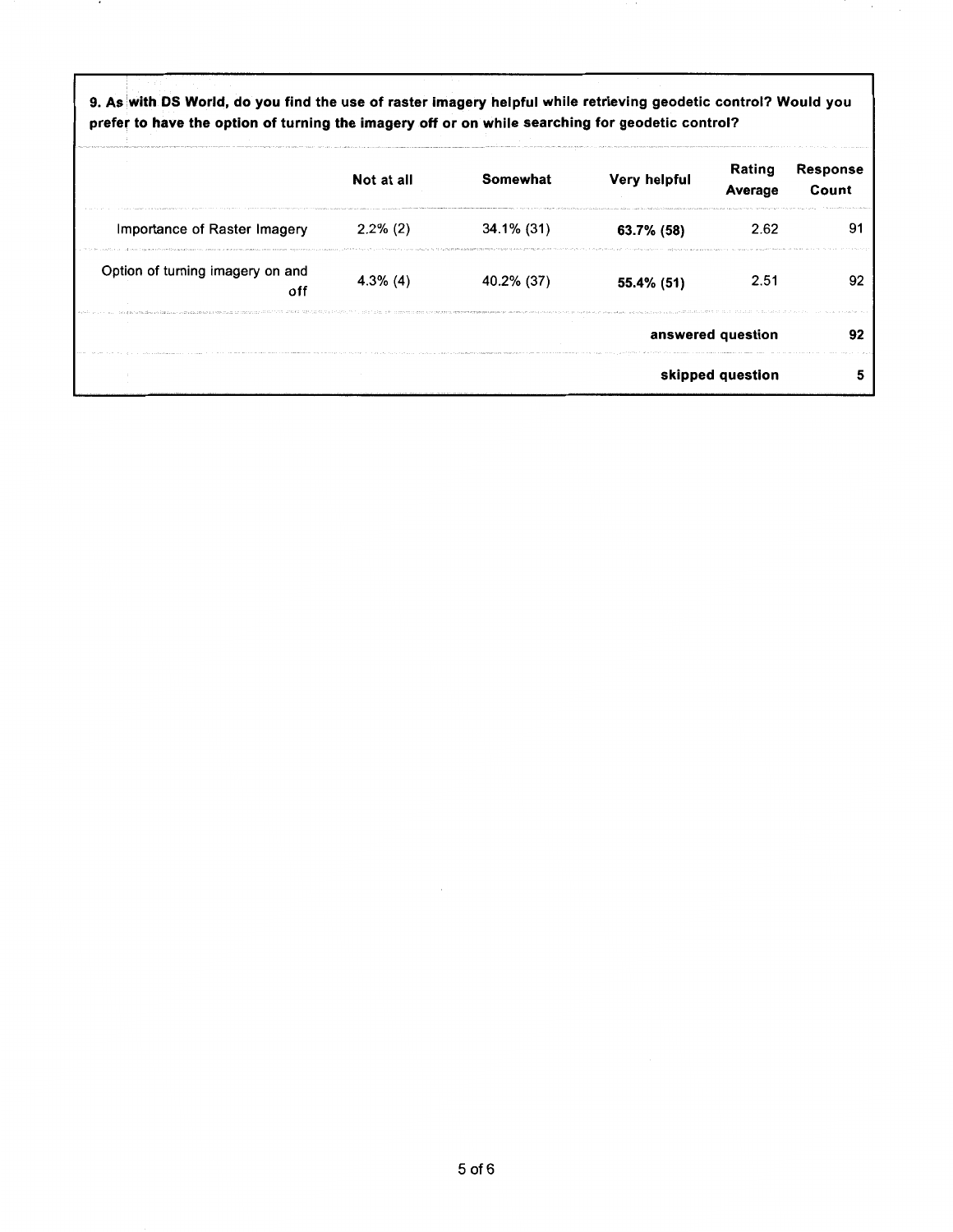**9. As with DS World, do you find the use of raster imagery helpful while retrieving geodetic control? Would you prefer to have the option of turning the imagery off or on while searching for geodetic control?**

| | Not at all | Somewhat | Very helpful | Rating Average | Response Count |
|---|---|---|---|---|---|
| Importance of Raster Imagery | 2.2% (2) | 34.1% (31) | **63.7% (58)** | 2.62 | 91 |
| Option of turning imagery on and off | 4.3% (4) | 40.2% (37) | **55.4% (51)** | 2.51 | 92 |
| | | | | **answered question** | **92** |
| | | | | **skipped question** | **5** |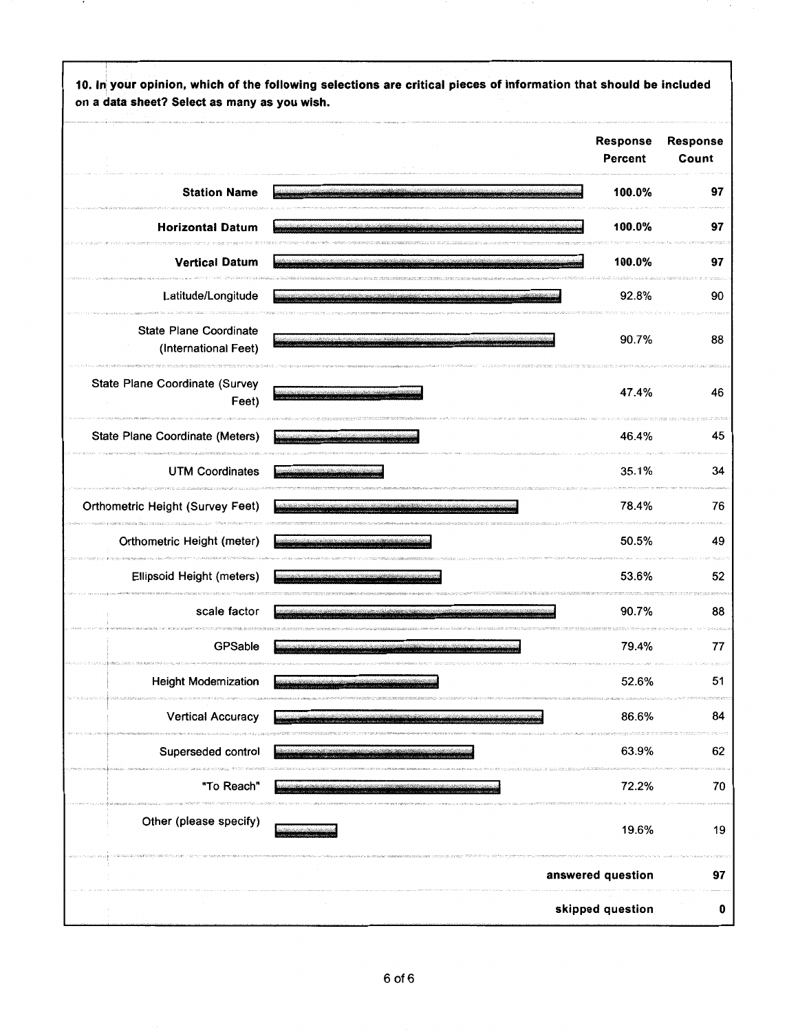**10. In your opinion, which of the following selections are critical pieces of information that should be included on a data sheet? Select as many as you wish.**

| | Response Percent | Response Count |
|---|---|---|
| **Station Name** | 100.0% | 97 |
| **Horizontal Datum** | 100.0% | 97 |
| **Vertical Datum** | 100.0% | 97 |
| Latitude/Longitude | 92.8% | 90 |
| State Plane Coordinate (International Feet) | 90.7% | 88 |
| State Plane Coordinate (Survey Feet) | 47.4% | 46 |
| State Plane Coordinate (Meters) | 46.4% | 45 |
| UTM Coordinates | 35.1% | 34 |
| Orthometric Height (Survey Feet) | 78.4% | 76 |
| Orthometric Height (meter) | 50.5% | 49 |
| Ellipsoid Height (meters) | 53.6% | 52 |
| scale factor | 90.7% | 88 |
| GPSable | 79.4% | 77 |
| Height Modemization | 52.6% | 51 |
| Vertical Accuracy | 86.6% | 84 |
| Superseded control | 63.9% | 62 |
| "To Reach" | 72.2% | 70 |
| Other (please specify) | 19.6% | 19 |
| | **answered question** | **97** |
| | **skipped question** | **0** |